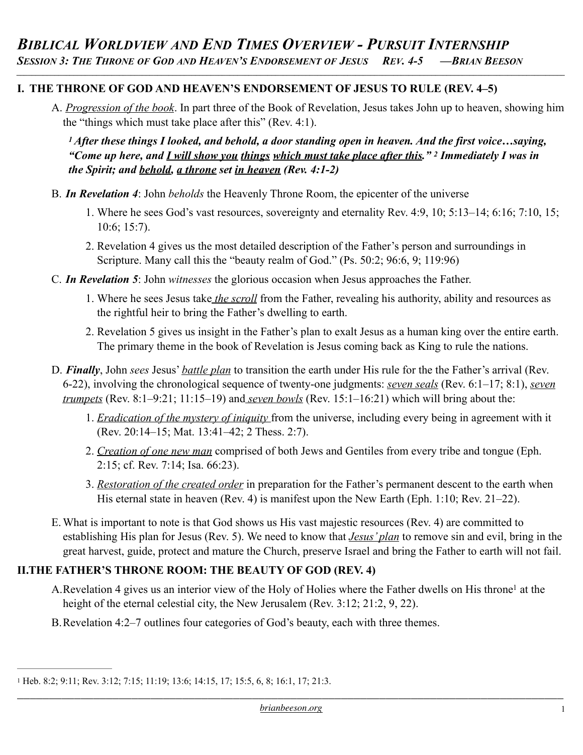# *BIBLICAL WORLDVIEW AND END TIMES OVERVIEW - PURSUIT INTERNSHIP*

*SESSION 3: THE THRONE OF GOD AND HEAVEN'S ENDORSEMENT OF JESUS REV. 4-5 —BRIAN BEESON*

## I. THE THRONE OF GOD AND HEAVEN'S ENDORSEMENT OF JESUS TO RULE (REV. 4–5)

A. *Progression of the book*. In part three of the Book of Revelation, Jesus takes John up to heaven, showing him the "things which must take place after this" (Rev. 4:1).

> ***[1] After these things I looked, and behold, a door standing open in heaven. And the first voice…saying, "Come up here, and I will show you things which must take place after this." [2] Immediately I was in the Spirit; and behold, a throne set in heaven (Rev. 4:1-2)***

B. ***In Revelation 4***: John *beholds* the Heavenly Throne Room, the epicenter of the universe

1. Where he sees God's vast resources, sovereignty and eternality Rev. 4:9, 10; 5:13–14; 6:16; 7:10, 15; 10:6; 15:7).
2. Revelation 4 gives us the most detailed description of the Father's person and surroundings in Scripture. Many call this the "beauty realm of God." (Ps. 50:2; 96:6, 9; 119:96)

C. ***In Revelation 5***: John *witnesses* the glorious occasion when Jesus approaches the Father.

1. Where he sees Jesus take *the scroll* from the Father, revealing his authority, ability and resources as the rightful heir to bring the Father's dwelling to earth.
2. Revelation 5 gives us insight in the Father's plan to exalt Jesus as a human king over the entire earth. The primary theme in the book of Revelation is Jesus coming back as King to rule the nations.

D. ***Finally***, John *sees* Jesus' *battle plan* to transition the earth under His rule for the the Father's arrival (Rev. 6-22), involving the chronological sequence of twenty-one judgments: *seven seals* (Rev. 6:1–17; 8:1), *seven trumpets* (Rev. 8:1–9:21; 11:15–19) and *seven bowls* (Rev. 15:1–16:21) which will bring about the:

1. *Eradication of the mystery of iniquity* from the universe, including every being in agreement with it (Rev. 20:14–15; Mat. 13:41–42; 2 Thess. 2:7).
2. *Creation of one new man* comprised of both Jews and Gentiles from every tribe and tongue (Eph. 2:15; cf. Rev. 7:14; Isa. 66:23).
3. *Restoration of the created order* in preparation for the Father's permanent descent to the earth when His eternal state in heaven (Rev. 4) is manifest upon the New Earth (Eph. 1:10; Rev. 21–22).

E. What is important to note is that God shows us His vast majestic resources (Rev. 4) are committed to establishing His plan for Jesus (Rev. 5). We need to know that *Jesus' plan* to remove sin and evil, bring in the great harvest, guide, protect and mature the Church, preserve Israel and bring the Father to earth will not fail.

## II. THE FATHER'S THRONE ROOM: THE BEAUTY OF GOD (REV. 4)

A. Revelation 4 gives us an interior view of the Holy of Holies where the Father dwells on His throne[1] at the height of the eternal celestial city, the New Jerusalem (Rev. 3:12; 21:2, 9, 22).

B. Revelation 4:2–7 outlines four categories of God's beauty, each with three themes.

---

[1] Heb. 8:2; 9:11; Rev. 3:12; 7:15; 11:19; 13:6; 14:15, 17; 15:5, 6, 8; 16:1, 17; 21:3.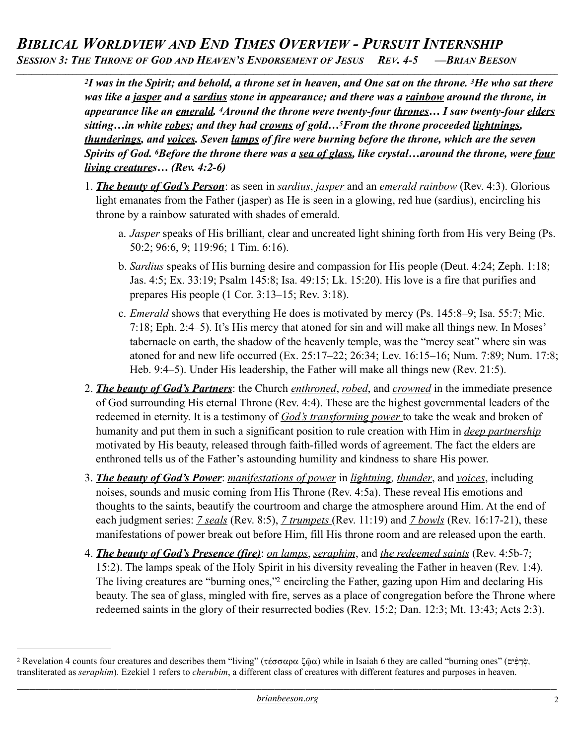*[2]I was in the Spirit; and behold, a throne set in heaven, and One sat on the throne. [3]He who sat there was like a jasper and a sardius stone in appearance; and there was a rainbow around the throne, in appearance like an emerald. [4]Around the throne were twenty-four thrones… I saw twenty-four elders sitting…in white robes; and they had crowns of gold…[5]From the throne proceeded lightnings, thunderings, and voices. Seven lamps of fire were burning before the throne, which are the seven Spirits of God. [6]Before the throne there was a sea of glass, like crystal…around the throne, were four living creatures… (Rev. 4:2-6)*

1. ***The beauty of God's Person***: as seen in *sardius*, *jasper* and an *emerald rainbow* (Rev. 4:3). Glorious light emanates from the Father (jasper) as He is seen in a glowing, red hue (sardius), encircling his throne by a rainbow saturated with shades of emerald.
   a. *Jasper* speaks of His brilliant, clear and uncreated light shining forth from His very Being (Ps. 50:2; 96:6, 9; 119:96; 1 Tim. 6:16).
   b. *Sardius* speaks of His burning desire and compassion for His people (Deut. 4:24; Zeph. 1:18; Jas. 4:5; Ex. 33:19; Psalm 145:8; Isa. 49:15; Lk. 15:20). His love is a fire that purifies and prepares His people (1 Cor. 3:13–15; Rev. 3:18).
   c. *Emerald* shows that everything He does is motivated by mercy (Ps. 145:8–9; Isa. 55:7; Mic. 7:18; Eph. 2:4–5). It's His mercy that atoned for sin and will make all things new. In Moses' tabernacle on earth, the shadow of the heavenly temple, was the "mercy seat" where sin was atoned for and new life occurred (Ex. 25:17–22; 26:34; Lev. 16:15–16; Num. 7:89; Num. 17:8; Heb. 9:4–5). Under His leadership, the Father will make all things new (Rev. 21:5).
2. ***The beauty of God's Partners***: the Church *enthroned*, *robed*, and *crowned* in the immediate presence of God surrounding His eternal Throne (Rev. 4:4). These are the highest governmental leaders of the redeemed in eternity. It is a testimony of *God's transforming power* to take the weak and broken of humanity and put them in such a significant position to rule creation with Him in *deep partnership* motivated by His beauty, released through faith-filled words of agreement. The fact the elders are enthroned tells us of the Father's astounding humility and kindness to share His power.
3. ***The beauty of God's Power***: *manifestations of power* in *lightning, thunder*, and *voices*, including noises, sounds and music coming from His Throne (Rev. 4:5a). These reveal His emotions and thoughts to the saints, beautify the courtroom and charge the atmosphere around Him. At the end of each judgment series: *7 seals* (Rev. 8:5), *7 trumpets* (Rev. 11:19) and *7 bowls* (Rev. 16:17-21), these manifestations of power break out before Him, fill His throne room and are released upon the earth.
4. ***The beauty of God's Presence (fire)***: *on lamps*, *seraphim*, and *the redeemed saints* (Rev. 4:5b-7; 15:2). The lamps speak of the Holy Spirit in his diversity revealing the Father in heaven (Rev. 1:4). The living creatures are "burning ones,"[2] encircling the Father, gazing upon Him and declaring His beauty. The sea of glass, mingled with fire, serves as a place of congregation before the Throne where redeemed saints in the glory of their resurrected bodies (Rev. 15:2; Dan. 12:3; Mt. 13:43; Acts 2:3).

---

[2] Revelation 4 counts four creatures and describes them "living" (τέσσαρα ζῷα) while in Isaiah 6 they are called "burning ones" (שְׂרָפִים, transliterated as *seraphim*). Ezekiel 1 refers to *cherubim*, a different class of creatures with different features and purposes in heaven.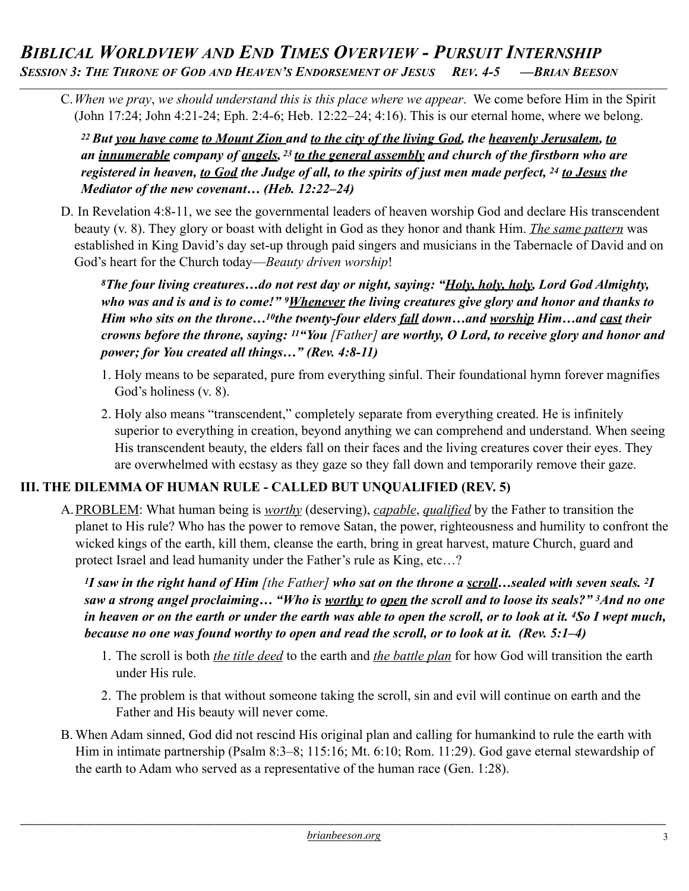C. *When we pray*, *we should understand this is this place where we appear*. We come before Him in the Spirit (John 17:24; John 4:21-24; Eph. 2:4-6; Heb. 12:22–24; 4:16). This is our eternal home, where we belong.

> ***22 But <u>you have come</u> <u>to Mount Zion</u> and <u>to the city of the living God</u>, the <u>heavenly Jerusalem</u>, <u>to</u> an <u>innumerable</u> company of <u>angels</u>, 23 <u>to the general assembly</u> and church of the firstborn who are registered in heaven, <u>to God</u> the Judge of all, to the spirits of just men made perfect, 24 <u>to Jesus</u> the Mediator of the new covenant… (Heb. 12:22–24)***

D. In Revelation 4:8-11, we see the governmental leaders of heaven worship God and declare His transcendent beauty (v. 8). They glory or boast with delight in God as they honor and thank Him. *<u>The same pattern</u>* was established in King David's day set-up through paid singers and musicians in the Tabernacle of David and on God's heart for the Church today—*Beauty driven worship*!

> ***8The four living creatures…do not rest day or night, saying: "<u>Holy, holy, holy</u>, Lord God Almighty, who was and is and is to come!" 9<u>Whenever</u> the living creatures give glory and honor and thanks to Him who sits on the throne…10the twenty-four elders <u>fall</u> down…and <u>worship</u> Him…and <u>cast</u> their crowns before the throne, saying: 11"You** [Father] **are worthy, O Lord, to receive glory and honor and power; for You created all things…" (Rev. 4:8-11)***

1. Holy means to be separated, pure from everything sinful. Their foundational hymn forever magnifies God's holiness (v. 8).
2. Holy also means "transcendent," completely separate from everything created. He is infinitely superior to everything in creation, beyond anything we can comprehend and understand. When seeing His transcendent beauty, the elders fall on their faces and the living creatures cover their eyes. They are overwhelmed with ecstasy as they gaze so they fall down and temporarily remove their gaze.

## III. THE DILEMMA OF HUMAN RULE - CALLED BUT UNQUALIFIED (REV. 5)

A. <u>PROBLEM</u>: What human being is *<u>worthy</u>* (deserving), *<u>capable</u>*, *<u>qualified</u>* by the Father to transition the planet to His rule? Who has the power to remove Satan, the power, righteousness and humility to confront the wicked kings of the earth, kill them, cleanse the earth, bring in great harvest, mature Church, guard and protect Israel and lead humanity under the Father's rule as King, etc…?

> ***1I saw in the right hand of Him** [the Father] **who sat on the throne a <u>scroll</u>…sealed with seven seals. 2I saw a strong angel proclaiming… "Who is <u>worthy</u> to <u>open</u> the scroll and to loose its seals?" 3And no one in heaven or on the earth or under the earth was able to open the scroll, or to look at it. 4So I wept much, because no one was found worthy to open and read the scroll, or to look at it. (Rev. 5:1–4)***

1. The scroll is both *<u>the title deed</u>* to the earth and *<u>the battle plan</u>* for how God will transition the earth under His rule.
2. The problem is that without someone taking the scroll, sin and evil will continue on earth and the Father and His beauty will never come.

B. When Adam sinned, God did not rescind His original plan and calling for humankind to rule the earth with Him in intimate partnership (Psalm 8:3–8; 115:16; Mt. 6:10; Rom. 11:29). God gave eternal stewardship of the earth to Adam who served as a representative of the human race (Gen. 1:28).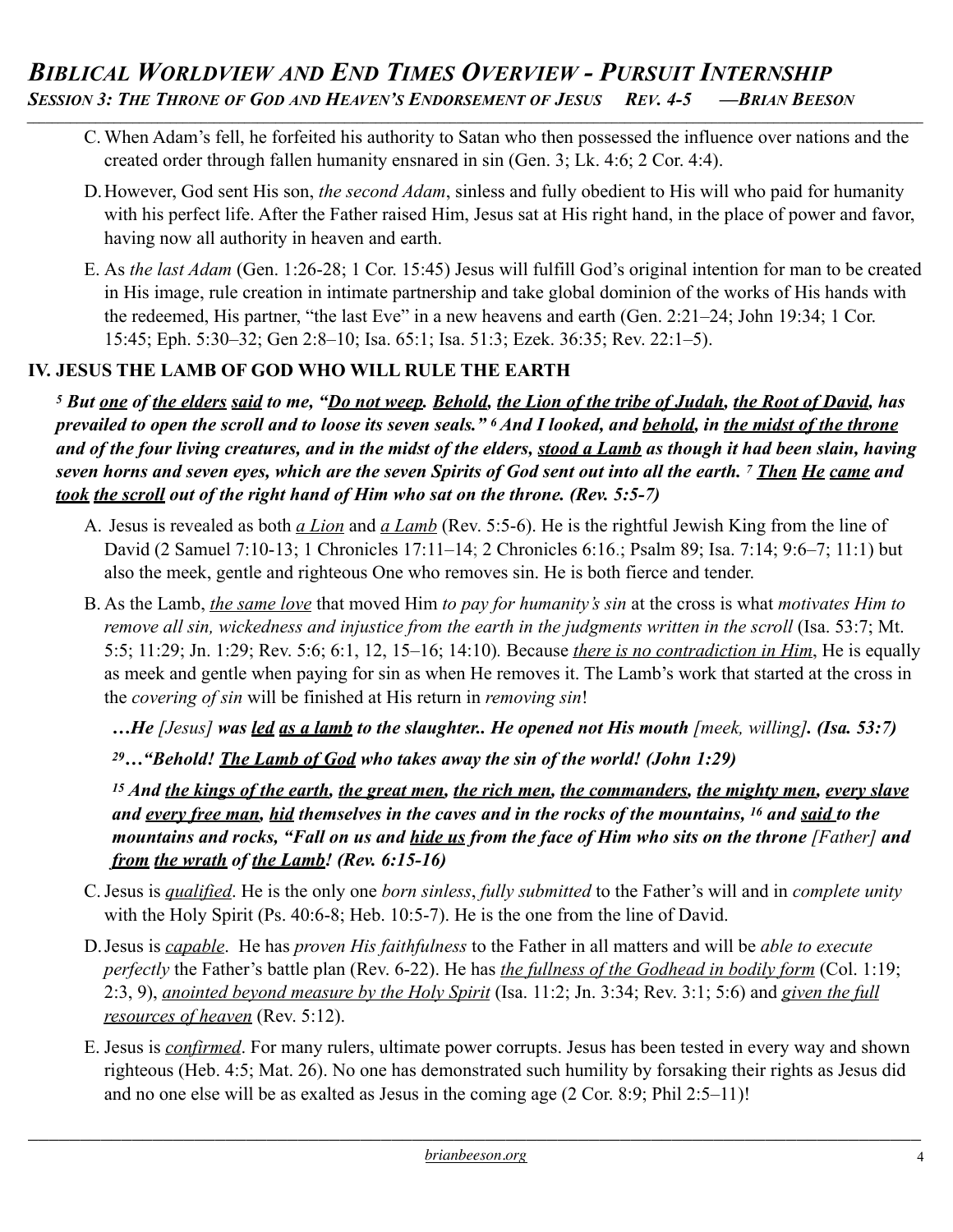C. When Adam's fell, he forfeited his authority to Satan who then possessed the influence over nations and the created order through fallen humanity ensnared in sin (Gen. 3; Lk. 4:6; 2 Cor. 4:4).

D. However, God sent His son, *the second Adam*, sinless and fully obedient to His will who paid for humanity with his perfect life. After the Father raised Him, Jesus sat at His right hand, in the place of power and favor, having now all authority in heaven and earth.

E. As *the last Adam* (Gen. 1:26-28; 1 Cor. 15:45) Jesus will fulfill God's original intention for man to be created in His image, rule creation in intimate partnership and take global dominion of the works of His hands with the redeemed, His partner, "the last Eve" in a new heavens and earth (Gen. 2:21–24; John 19:34; 1 Cor. 15:45; Eph. 5:30–32; Gen 2:8–10; Isa. 65:1; Isa. 51:3; Ezek. 36:35; Rev. 22:1–5).

## IV. JESUS THE LAMB OF GOD WHO WILL RULE THE EARTH

***[5] But one of the elders said to me, "Do not weep. Behold, the Lion of the tribe of Judah, the Root of David, has prevailed to open the scroll and to loose its seven seals." [6] And I looked, and behold, in the midst of the throne and of the four living creatures, and in the midst of the elders, stood a Lamb as though it had been slain, having seven horns and seven eyes, which are the seven Spirits of God sent out into all the earth. [7] Then He came and took the scroll out of the right hand of Him who sat on the throne. (Rev. 5:5-7)***

A. Jesus is revealed as both *a Lion* and *a Lamb* (Rev. 5:5-6). He is the rightful Jewish King from the line of David (2 Samuel 7:10-13; 1 Chronicles 17:11–14; 2 Chronicles 6:16.; Psalm 89; Isa. 7:14; 9:6–7; 11:1) but also the meek, gentle and righteous One who removes sin. He is both fierce and tender.

B. As the Lamb, *the same love* that moved Him *to pay for humanity's sin* at the cross is what *motivates Him to remove all sin, wickedness and injustice from the earth in the judgments written in the scroll* (Isa. 53:7; Mt. 5:5; 11:29; Jn. 1:29; Rev. 5:6; 6:1, 12, 15–16; 14:10). Because *there is no contradiction in Him*, He is equally as meek and gentle when paying for sin as when He removes it. The Lamb's work that started at the cross in the *covering of sin* will be finished at His return in *removing sin*!

> ***…He** [Jesus] **was led as a lamb to the slaughter.. He opened not His mouth** [meek, willing]**. (Isa. 53:7)***
>
> ***[29]…"Behold! The Lamb of God who takes away the sin of the world! (John 1:29)***
>
> ***[15] And the kings of the earth, the great men, the rich men, the commanders, the mighty men, every slave and every free man, hid themselves in the caves and in the rocks of the mountains, [16] and said to the mountains and rocks, "Fall on us and hide us from the face of Him who sits on the throne** [Father] **and from the wrath of the Lamb! (Rev. 6:15-16)***

C. Jesus is *qualified*. He is the only one *born sinless*, *fully submitted* to the Father's will and in *complete unity* with the Holy Spirit (Ps. 40:6-8; Heb. 10:5-7). He is the one from the line of David.

D. Jesus is *capable*. He has *proven His faithfulness* to the Father in all matters and will be *able to execute perfectly* the Father's battle plan (Rev. 6-22). He has *the fullness of the Godhead in bodily form* (Col. 1:19; 2:3, 9), *anointed beyond measure by the Holy Spirit* (Isa. 11:2; Jn. 3:34; Rev. 3:1; 5:6) and *given the full resources of heaven* (Rev. 5:12).

E. Jesus is *confirmed*. For many rulers, ultimate power corrupts. Jesus has been tested in every way and shown righteous (Heb. 4:5; Mat. 26). No one has demonstrated such humility by forsaking their rights as Jesus did and no one else will be as exalted as Jesus in the coming age (2 Cor. 8:9; Phil 2:5–11)!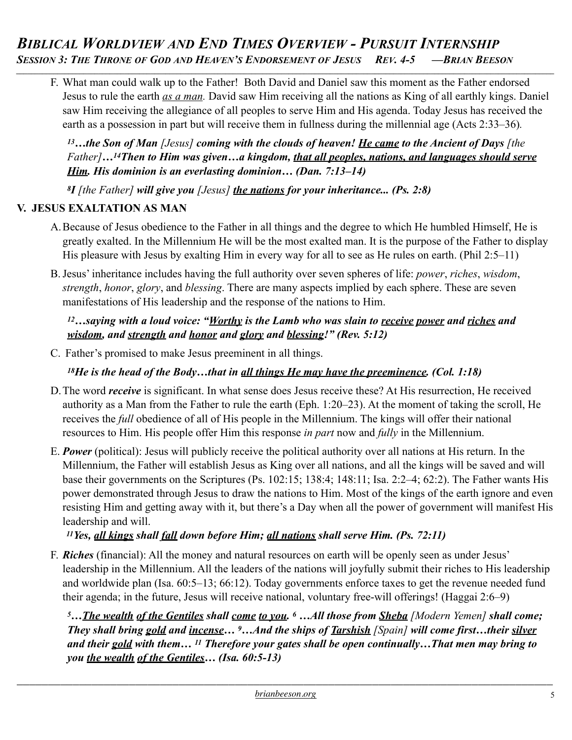F. What man could walk up to the Father! Both David and Daniel saw this moment as the Father endorsed Jesus to rule the earth *as a man.* David saw Him receiving all the nations as King of all earthly kings. Daniel saw Him receiving the allegiance of all peoples to serve Him and His agenda. Today Jesus has received the earth as a possession in part but will receive them in fullness during the millennial age (Acts 2:33–36).

> [13]***…the Son of Man*** *[Jesus]* ***coming with the clouds of heaven! He came to the Ancient of Days*** *[the Father]****…***[14]***Then to Him was given…a kingdom, that all peoples, nations, and languages should serve Him. His dominion is an everlasting dominion… (Dan. 7:13–14)***

> [8]***I*** *[the Father]* ***will give you*** *[Jesus]* ***the nations for your inheritance... (Ps. 2:8)***

## V. JESUS EXALTATION AS MAN

A. Because of Jesus obedience to the Father in all things and the degree to which He humbled Himself, He is greatly exalted. In the Millennium He will be the most exalted man. It is the purpose of the Father to display His pleasure with Jesus by exalting Him in every way for all to see as He rules on earth. (Phil 2:5–11)

B. Jesus' inheritance includes having the full authority over seven spheres of life: *power*, *riches*, *wisdom*, *strength*, *honor*, *glory*, and *blessing*. There are many aspects implied by each sphere. These are seven manifestations of His leadership and the response of the nations to Him.

> [12]***…saying with a loud voice: "Worthy is the Lamb who was slain to receive power and riches and wisdom, and strength and honor and glory and blessing!" (Rev. 5:12)***

C. Father's promised to make Jesus preeminent in all things.

> [18]***He is the head of the Body…that in all things He may have the preeminence. (Col. 1:18)***

D. The word ***receive*** is significant. In what sense does Jesus receive these? At His resurrection, He received authority as a Man from the Father to rule the earth (Eph. 1:20–23). At the moment of taking the scroll, He receives the *full* obedience of all of His people in the Millennium. The kings will offer their national resources to Him. His people offer Him this response *in part* now and *fully* in the Millennium.

E. ***Power*** (political): Jesus will publicly receive the political authority over all nations at His return. In the Millennium, the Father will establish Jesus as King over all nations, and all the kings will be saved and will base their governments on the Scriptures (Ps. 102:15; 138:4; 148:11; Isa. 2:2–4; 62:2). The Father wants His power demonstrated through Jesus to draw the nations to Him. Most of the kings of the earth ignore and even resisting Him and getting away with it, but there's a Day when all the power of government will manifest His leadership and will.

> [11]***Yes, all kings shall fall down before Him; all nations shall serve Him. (Ps. 72:11)***

F. ***Riches*** (financial): All the money and natural resources on earth will be openly seen as under Jesus' leadership in the Millennium. All the leaders of the nations will joyfully submit their riches to His leadership and worldwide plan (Isa. 60:5–13; 66:12). Today governments enforce taxes to get the revenue needed fund their agenda; in the future, Jesus will receive national, voluntary free-will offerings! (Haggai 2:6–9)

> [5]***…The wealth of the Gentiles shall come to you.*** [6] ***…All those from Sheba*** *[Modern Yemen]* ***shall come; They shall bring gold and incense…*** [9]***…And the ships of Tarshish*** *[Spain]* ***will come first…their silver and their gold with them…*** [11] ***Therefore your gates shall be open continually…That men may bring to you the wealth of the Gentiles… (Isa. 60:5-13)***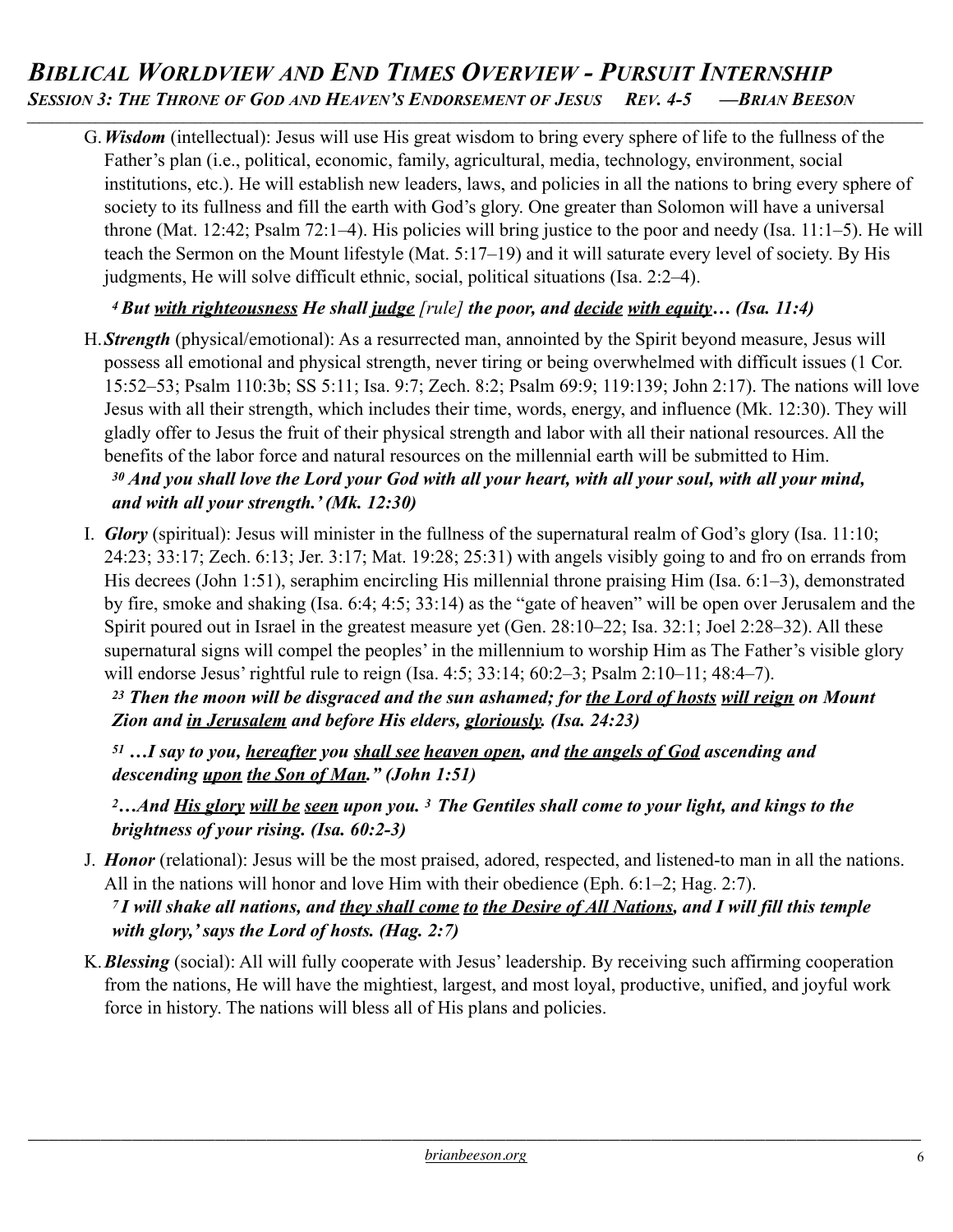G. ***Wisdom*** (intellectual): Jesus will use His great wisdom to bring every sphere of life to the fullness of the Father's plan (i.e., political, economic, family, agricultural, media, technology, environment, social institutions, etc.). He will establish new leaders, laws, and policies in all the nations to bring every sphere of society to its fullness and fill the earth with God's glory. One greater than Solomon will have a universal throne (Mat. 12:42; Psalm 72:1–4). His policies will bring justice to the poor and needy (Isa. 11:1–5). He will teach the Sermon on the Mount lifestyle (Mat. 5:17–19) and it will saturate every level of society. By His judgments, He will solve difficult ethnic, social, political situations (Isa. 2:2–4).

   ***[4] But <u>with righteousness</u> He shall <u>judge</u>*** *[rule]* ***the poor, and <u>decide</u> <u>with equity</u>… (Isa. 11:4)***

H. ***Strength*** (physical/emotional): As a resurrected man, annointed by the Spirit beyond measure, Jesus will possess all emotional and physical strength, never tiring or being overwhelmed with difficult issues (1 Cor. 15:52–53; Psalm 110:3b; SS 5:11; Isa. 9:7; Zech. 8:2; Psalm 69:9; 119:139; John 2:17). The nations will love Jesus with all their strength, which includes their time, words, energy, and influence (Mk. 12:30). They will gladly offer to Jesus the fruit of their physical strength and labor with all their national resources. All the benefits of the labor force and natural resources on the millennial earth will be submitted to Him.

   ***[30] And you shall love the Lord your God with all your heart, with all your soul, with all your mind, and with all your strength.' (Mk. 12:30)***

I. ***Glory*** (spiritual): Jesus will minister in the fullness of the supernatural realm of God's glory (Isa. 11:10; 24:23; 33:17; Zech. 6:13; Jer. 3:17; Mat. 19:28; 25:31) with angels visibly going to and fro on errands from His decrees (John 1:51), seraphim encircling His millennial throne praising Him (Isa. 6:1–3), demonstrated by fire, smoke and shaking (Isa. 6:4; 4:5; 33:14) as the "gate of heaven" will be open over Jerusalem and the Spirit poured out in Israel in the greatest measure yet (Gen. 28:10–22; Isa. 32:1; Joel 2:28–32). All these supernatural signs will compel the peoples' in the millennium to worship Him as The Father's visible glory will endorse Jesus' rightful rule to reign (Isa. 4:5; 33:14; 60:2–3; Psalm 2:10–11; 48:4–7).

   ***[23] Then the moon will be disgraced and the sun ashamed; for <u>the Lord of hosts</u> <u>will reign</u> on Mount Zion and <u>in Jerusalem</u> and before His elders, <u>gloriously</u>. (Isa. 24:23)***

   ***[51] …I say to you, <u>hereafter</u> you <u>shall see</u> <u>heaven open</u>, and <u>the angels of God</u> ascending and descending <u>upon</u> <u>the Son of Man</u>." (John 1:51)***

   ***[2]…And <u>His glory</u> <u>will be</u> <u>seen</u> upon you. [3] The Gentiles shall come to your light, and kings to the brightness of your rising. (Isa. 60:2-3)***

J. ***Honor*** (relational): Jesus will be the most praised, adored, respected, and listened-to man in all the nations. All in the nations will honor and love Him with their obedience (Eph. 6:1–2; Hag. 2:7).

   ***[7] I will shake all nations, and <u>they shall come</u> <u>to</u> <u>the Desire of All Nations</u>, and I will fill this temple with glory,' says the Lord of hosts. (Hag. 2:7)***

K. ***Blessing*** (social): All will fully cooperate with Jesus' leadership. By receiving such affirming cooperation from the nations, He will have the mightiest, largest, and most loyal, productive, unified, and joyful work force in history. The nations will bless all of His plans and policies.